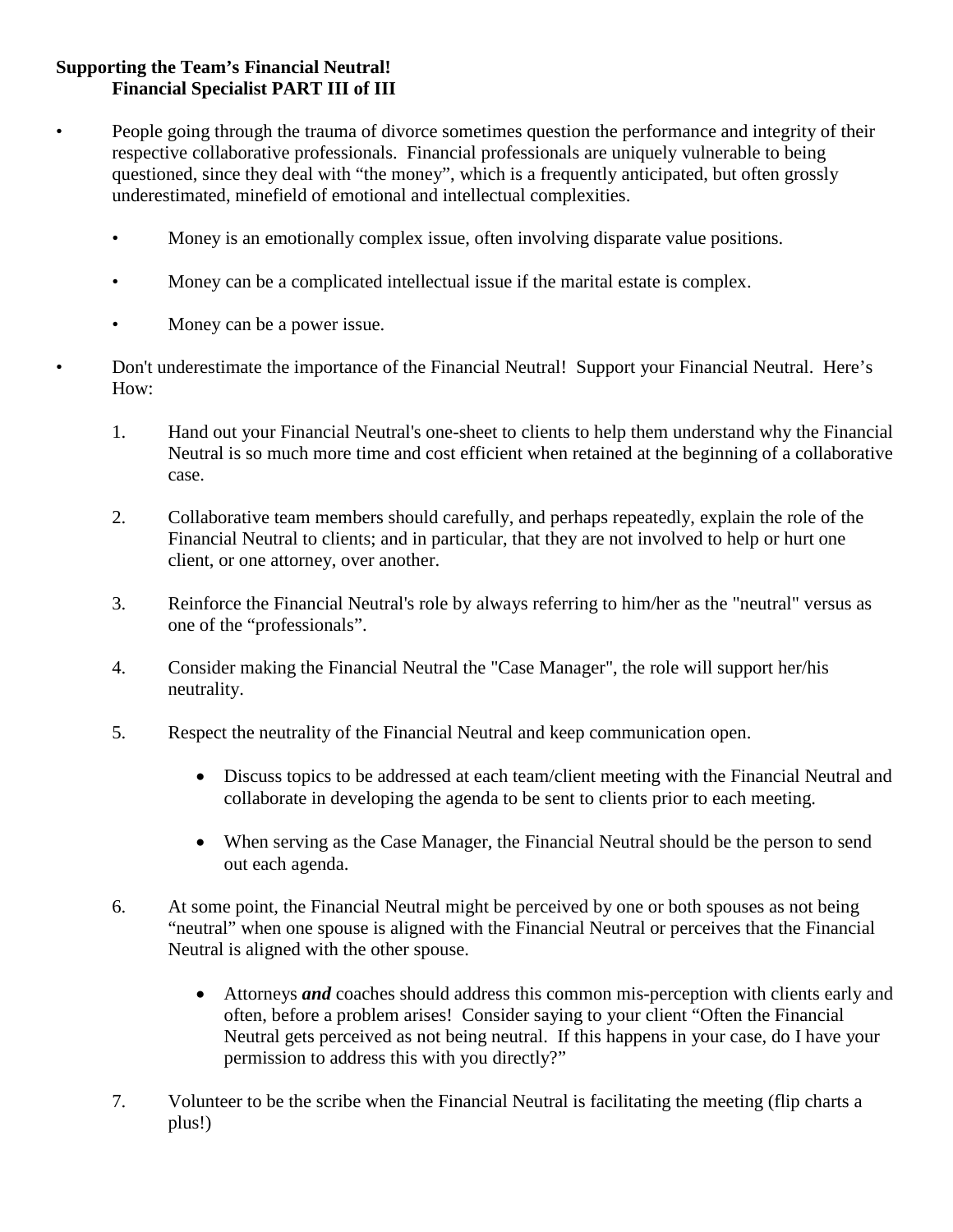**Supporting the Team's Financial Neutral!**
**Financial Specialist PART III of III**

- People going through the trauma of divorce sometimes question the performance and integrity of their respective collaborative professionals. Financial professionals are uniquely vulnerable to being questioned, since they deal with "the money", which is a frequently anticipated, but often grossly underestimated, minefield of emotional and intellectual complexities.
  - Money is an emotionally complex issue, often involving disparate value positions.
  - Money can be a complicated intellectual issue if the marital estate is complex.
  - Money can be a power issue.
- Don't underestimate the importance of the Financial Neutral! Support your Financial Neutral. Here's How:
  1. Hand out your Financial Neutral's one-sheet to clients to help them understand why the Financial Neutral is so much more time and cost efficient when retained at the beginning of a collaborative case.
  2. Collaborative team members should carefully, and perhaps repeatedly, explain the role of the Financial Neutral to clients; and in particular, that they are not involved to help or hurt one client, or one attorney, over another.
  3. Reinforce the Financial Neutral's role by always referring to him/her as the "neutral" versus as one of the "professionals".
  4. Consider making the Financial Neutral the "Case Manager", the role will support her/his neutrality.
  5. Respect the neutrality of the Financial Neutral and keep communication open.
     - Discuss topics to be addressed at each team/client meeting with the Financial Neutral and collaborate in developing the agenda to be sent to clients prior to each meeting.
     - When serving as the Case Manager, the Financial Neutral should be the person to send out each agenda.
  6. At some point, the Financial Neutral might be perceived by one or both spouses as not being "neutral" when one spouse is aligned with the Financial Neutral or perceives that the Financial Neutral is aligned with the other spouse.
     - Attorneys ***and*** coaches should address this common mis-perception with clients early and often, before a problem arises! Consider saying to your client "Often the Financial Neutral gets perceived as not being neutral. If this happens in your case, do I have your permission to address this with you directly?"
  7. Volunteer to be the scribe when the Financial Neutral is facilitating the meeting (flip charts a plus!)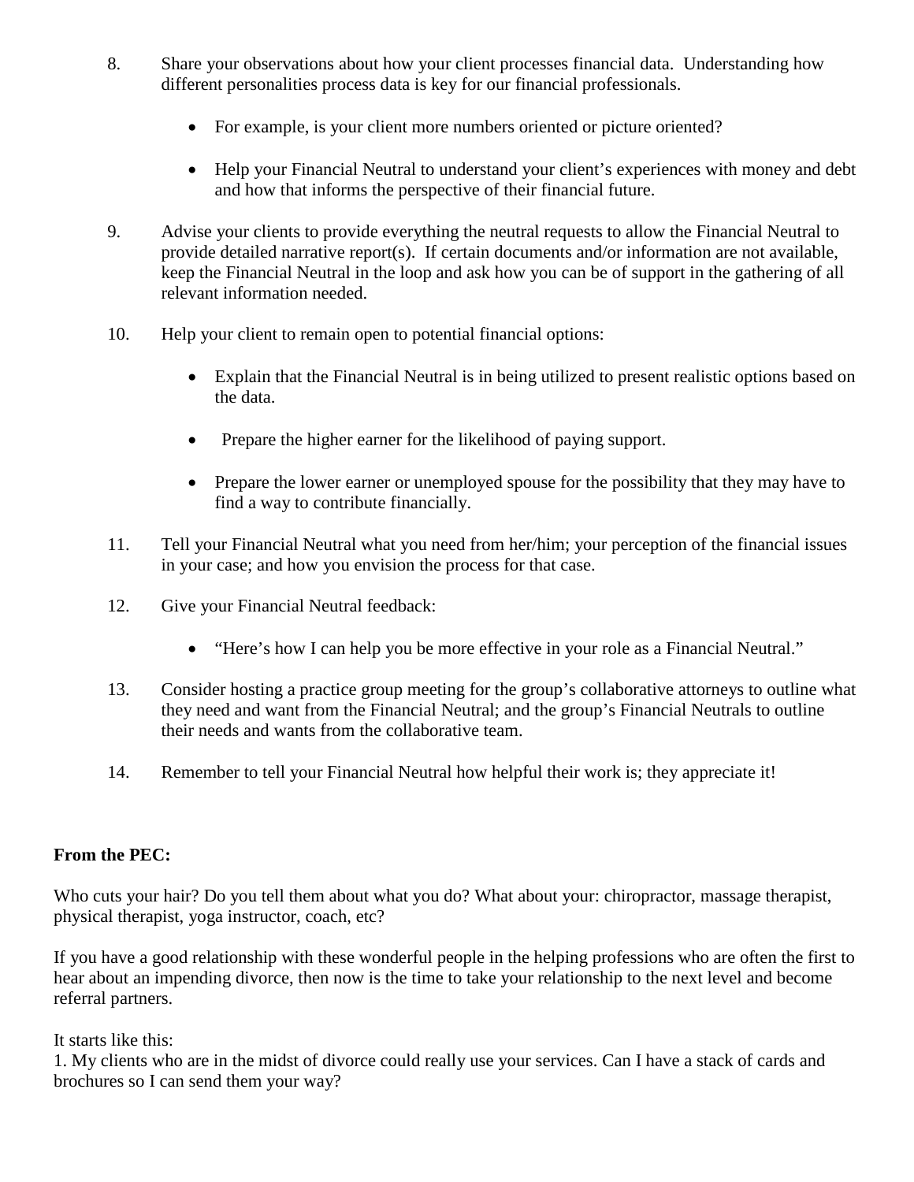8. Share your observations about how your client processes financial data. Understanding how different personalities process data is key for our financial professionals.

    - For example, is your client more numbers oriented or picture oriented?

    - Help your Financial Neutral to understand your client's experiences with money and debt and how that informs the perspective of their financial future.

9. Advise your clients to provide everything the neutral requests to allow the Financial Neutral to provide detailed narrative report(s). If certain documents and/or information are not available, keep the Financial Neutral in the loop and ask how you can be of support in the gathering of all relevant information needed.

10. Help your client to remain open to potential financial options:

    - Explain that the Financial Neutral is in being utilized to present realistic options based on the data.

    - Prepare the higher earner for the likelihood of paying support.

    - Prepare the lower earner or unemployed spouse for the possibility that they may have to find a way to contribute financially.

11. Tell your Financial Neutral what you need from her/him; your perception of the financial issues in your case; and how you envision the process for that case.

12. Give your Financial Neutral feedback:

    - "Here's how I can help you be more effective in your role as a Financial Neutral."

13. Consider hosting a practice group meeting for the group's collaborative attorneys to outline what they need and want from the Financial Neutral; and the group's Financial Neutrals to outline their needs and wants from the collaborative team.

14. Remember to tell your Financial Neutral how helpful their work is; they appreciate it!

**From the PEC:**

Who cuts your hair? Do you tell them about what you do? What about your: chiropractor, massage therapist, physical therapist, yoga instructor, coach, etc?

If you have a good relationship with these wonderful people in the helping professions who are often the first to hear about an impending divorce, then now is the time to take your relationship to the next level and become referral partners.

It starts like this:
1. My clients who are in the midst of divorce could really use your services. Can I have a stack of cards and brochures so I can send them your way?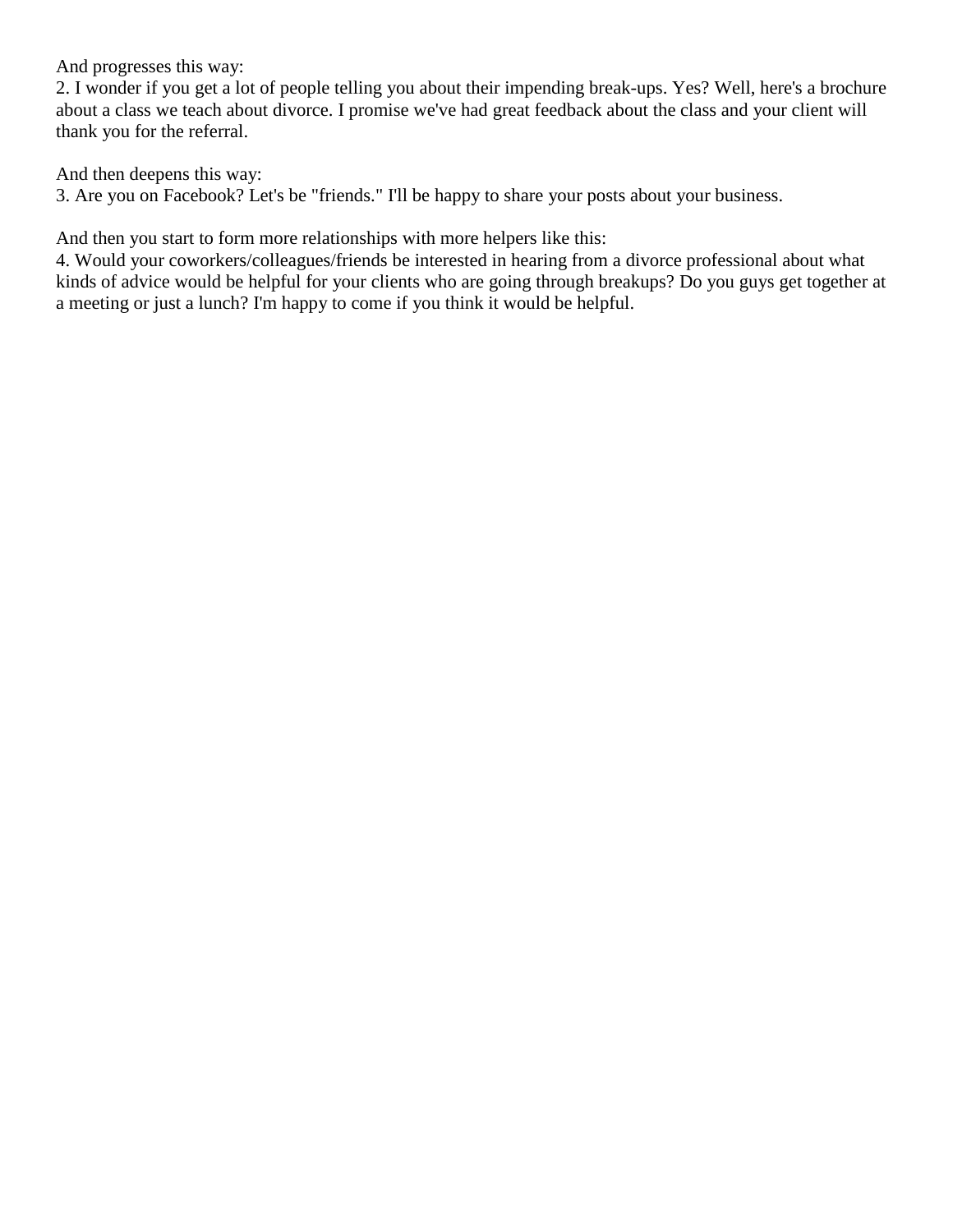And progresses this way:

2. I wonder if you get a lot of people telling you about their impending break-ups. Yes? Well, here's a brochure about a class we teach about divorce. I promise we've had great feedback about the class and your client will thank you for the referral.

And then deepens this way:

3. Are you on Facebook? Let's be "friends." I'll be happy to share your posts about your business.

And then you start to form more relationships with more helpers like this:

4. Would your coworkers/colleagues/friends be interested in hearing from a divorce professional about what kinds of advice would be helpful for your clients who are going through breakups? Do you guys get together at a meeting or just a lunch? I'm happy to come if you think it would be helpful.